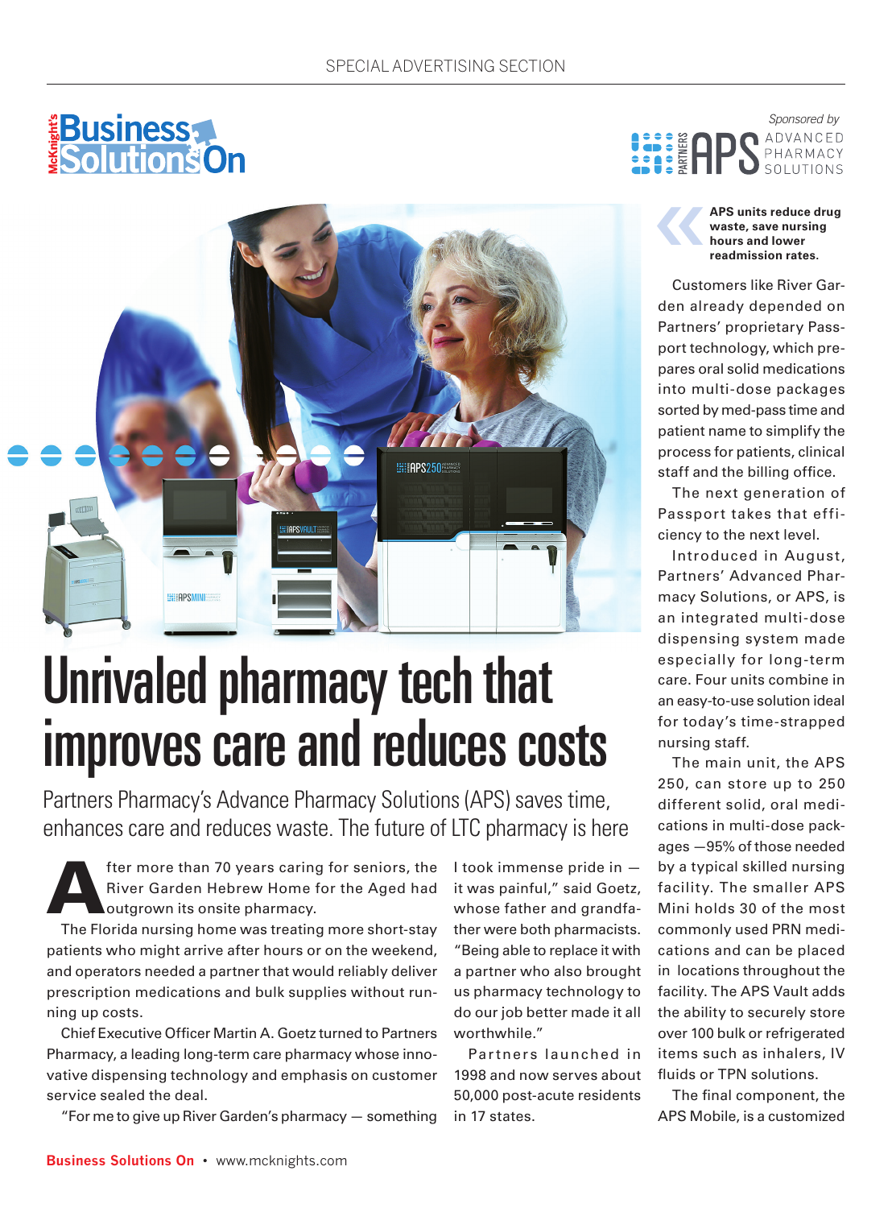SPECIAL ADVERTISING SECTION

McKnight's Business Solutions On

Sponsored by PARTNERS APS ADVANCED PHARMACY SOLUTIONS

# Unrivaled pharmacy tech that improves care and reduces costs

Partners Pharmacy's Advance Pharmacy Solutions (APS) saves time, enhances care and reduces waste. The future of LTC pharmacy is here

After more than 70 years caring for seniors, the River Garden Hebrew Home for the Aged had outgrown its onsite pharmacy.

The Florida nursing home was treating more short-stay patients who might arrive after hours or on the weekend, and operators needed a partner that would reliably deliver prescription medications and bulk supplies without running up costs.

Chief Executive Officer Martin A. Goetz turned to Partners Pharmacy, a leading long-term care pharmacy whose innovative dispensing technology and emphasis on customer service sealed the deal.

"For me to give up River Garden's pharmacy — something I took immense pride in — it was painful," said Goetz, whose father and grandfather were both pharmacists. "Being able to replace it with a partner who also brought us pharmacy technology to do our job better made it all worthwhile."

Partners launched in 1998 and now serves about 50,000 post-acute residents in 17 states.

> **APS units reduce drug waste, save nursing hours and lower readmission rates.**

Customers like River Garden already depended on Partners' proprietary Passport technology, which prepares oral solid medications into multi-dose packages sorted by med-pass time and patient name to simplify the process for patients, clinical staff and the billing office.

The next generation of Passport takes that efficiency to the next level.

Introduced in August, Partners' Advanced Pharmacy Solutions, or APS, is an integrated multi-dose dispensing system made especially for long-term care. Four units combine in an easy-to-use solution ideal for today's time-strapped nursing staff.

The main unit, the APS 250, can store up to 250 different solid, oral medications in multi-dose packages —95% of those needed by a typical skilled nursing facility. The smaller APS Mini holds 30 of the most commonly used PRN medications and can be placed in locations throughout the facility. The APS Vault adds the ability to securely store over 100 bulk or refrigerated items such as inhalers, IV fluids or TPN solutions.

The final component, the APS Mobile, is a customized

Business Solutions On • www.mcknights.com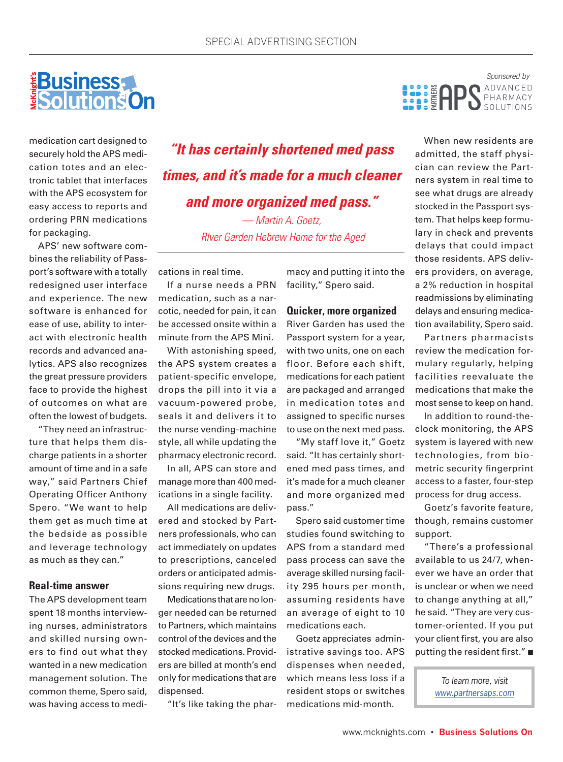medication cart designed to securely hold the APS medication totes and an electronic tablet that interfaces with the APS ecosystem for easy access to reports and ordering PRN medications for packaging.

APS' new software combines the reliability of Passport's software with a totally redesigned user interface and experience. The new software is enhanced for ease of use, ability to interact with electronic health records and advanced analytics. APS also recognizes the great pressure providers face to provide the highest of outcomes on what are often the lowest of budgets.

"They need an infrastructure that helps them discharge patients in a shorter amount of time and in a safe way," said Partners Chief Operating Officer Anthony Spero. "We want to help them get as much time at the bedside as possible and leverage technology as much as they can."

## Real-time answer

The APS development team spent 18 months interviewing nurses, administrators and skilled nursing owners to find out what they wanted in a new medication management solution. The common theme, Spero said, was having access to medications in real time.

If a nurse needs a PRN medication, such as a narcotic, needed for pain, it can be accessed onsite within a minute from the APS Mini.

With astonishing speed, the APS system creates a patient-specific envelope, drops the pill into it via a vacuum-powered probe, seals it and delivers it to the nurse vending-machine style, all while updating the pharmacy electronic record.

In all, APS can store and manage more than 400 medications in a single facility.

All medications are delivered and stocked by Partners professionals, who can act immediately on updates to prescriptions, canceled orders or anticipated admissions requiring new drugs.

Medications that are no longer needed can be returned to Partners, which maintains control of the devices and the stocked medications. Providers are billed at month's end only for medications that are dispensed.

"It's like taking the pharmacy and putting it into the facility," Spero said.

> ***"It has certainly shortened med pass times, and it's made for a much cleaner and more organized med pass."***
>
> *— Martin A. Goetz,*
> *RIver Garden Hebrew Home for the Aged*

## Quicker, more organized

River Garden has used the Passport system for a year, with two units, one on each floor. Before each shift, medications for each patient are packaged and arranged in medication totes and assigned to specific nurses to use on the next med pass.

"My staff love it," Goetz said. "It has certainly shortened med pass times, and it's made for a much cleaner and more organized med pass."

Spero said customer time studies found switching to APS from a standard med pass process can save the average skilled nursing facility 295 hours per month, assuming residents have an average of eight to 10 medications each.

Goetz appreciates administrative savings too. APS dispenses when needed, which means less loss if a resident stops or switches medications mid-month.

When new residents are admitted, the staff physician can review the Partners system in real time to see what drugs are already stocked in the Passport system. That helps keep formulary in check and prevents delays that could impact those residents. APS delivers providers, on average, a 2% reduction in hospital readmissions by eliminating delays and ensuring medication availability, Spero said.

Partners pharmacists review the medication formulary regularly, helping facilities reevaluate the medications that make the most sense to keep on hand.

In addition to round-the-clock monitoring, the APS system is layered with new technologies, from biometric security fingerprint access to a faster, four-step process for drug access.

Goetz's favorite feature, though, remains customer support.

"There's a professional available to us 24/7, whenever we have an order that is unclear or when we need to change anything at all," he said. "They are very customer-oriented. If you put your client first, you are also putting the resident first." ■

*To learn more, visit [www.partnersaps.com](http://www.partnersaps.com)*